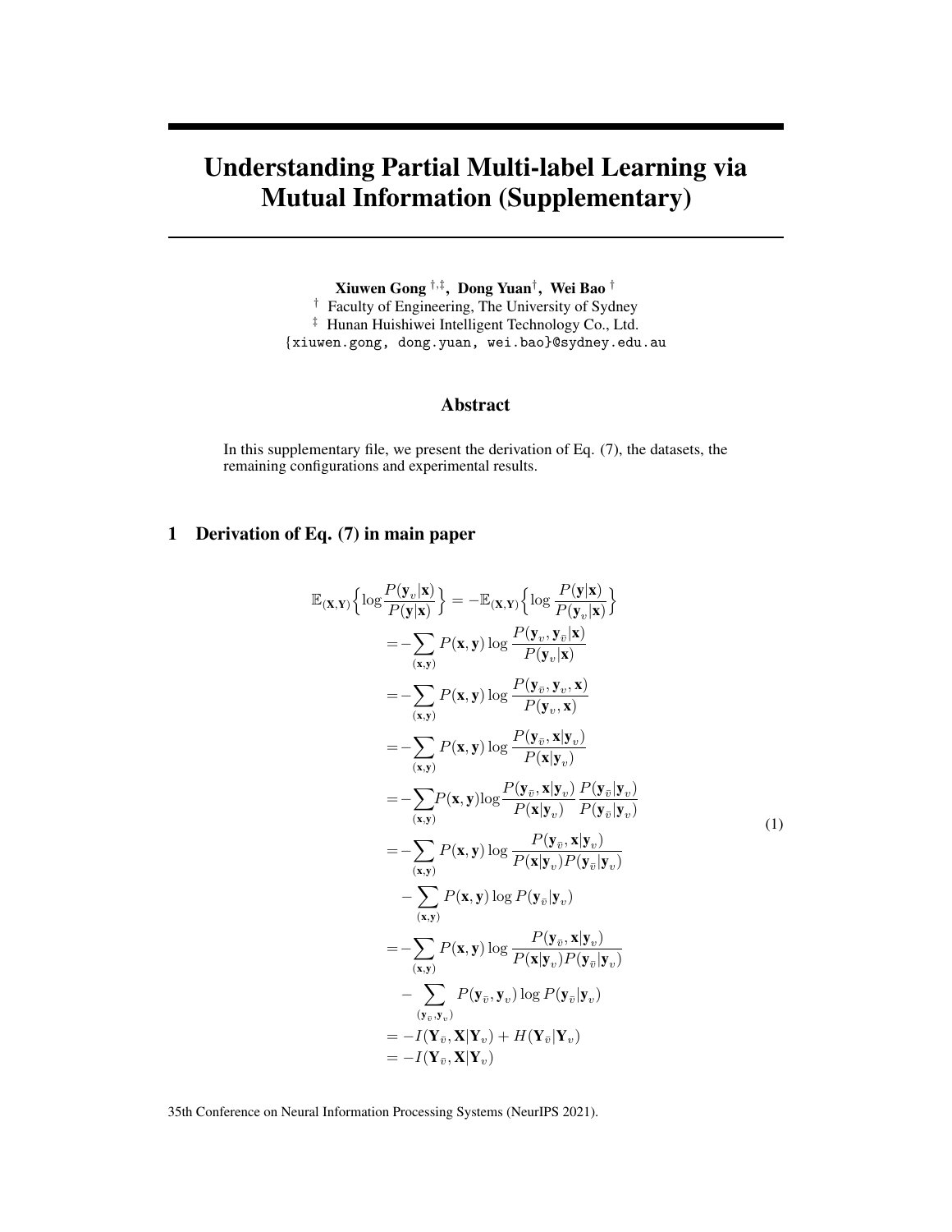# Understanding Partial Multi-label Learning via Mutual Information (Supplementary)

**Xiuwen Gong** [†,‡], **Dong Yuan**[†], **Wei Bao** [†]

[†] Faculty of Engineering, The University of Sydney

[‡] Hunan Huishiwei Intelligent Technology Co., Ltd.

{xiuwen.gong, dong.yuan, wei.bao}@sydney.edu.au

## Abstract

In this supplementary file, we present the derivation of Eq. (7), the datasets, the remaining configurations and experimental results.

## 1 Derivation of Eq. (7) in main paper

$$
\begin{aligned}
\mathbb{E}_{(\mathbf{X},\mathbf{Y})}\Big\{\log\frac{P(\mathbf{y}_v|\mathbf{x})}{P(\mathbf{y}|\mathbf{x})}\Big\} &= -\mathbb{E}_{(\mathbf{X},\mathbf{Y})}\Big\{\log\frac{P(\mathbf{y}|\mathbf{x})}{P(\mathbf{y}_v|\mathbf{x})}\Big\} \\
&= -\sum_{(\mathbf{x},\mathbf{y})} P(\mathbf{x},\mathbf{y}) \log \frac{P(\mathbf{y}_v,\mathbf{y}_{\bar{v}}|\mathbf{x})}{P(\mathbf{y}_v|\mathbf{x})} \\
&= -\sum_{(\mathbf{x},\mathbf{y})} P(\mathbf{x},\mathbf{y}) \log \frac{P(\mathbf{y}_{\bar{v}},\mathbf{y}_v,\mathbf{x})}{P(\mathbf{y}_v,\mathbf{x})} \\
&= -\sum_{(\mathbf{x},\mathbf{y})} P(\mathbf{x},\mathbf{y}) \log \frac{P(\mathbf{y}_{\bar{v}},\mathbf{x}|\mathbf{y}_v)}{P(\mathbf{x}|\mathbf{y}_v)} \\
&= -\sum_{(\mathbf{x},\mathbf{y})} P(\mathbf{x},\mathbf{y}) \log \frac{P(\mathbf{y}_{\bar{v}},\mathbf{x}|\mathbf{y}_v)}{P(\mathbf{x}|\mathbf{y}_v)} \frac{P(\mathbf{y}_{\bar{v}}|\mathbf{y}_v)}{P(\mathbf{y}_{\bar{v}}|\mathbf{y}_v)} \\
&= -\sum_{(\mathbf{x},\mathbf{y})} P(\mathbf{x},\mathbf{y}) \log \frac{P(\mathbf{y}_{\bar{v}},\mathbf{x}|\mathbf{y}_v)}{P(\mathbf{x}|\mathbf{y}_v)P(\mathbf{y}_{\bar{v}}|\mathbf{y}_v)} \\
&\quad - \sum_{(\mathbf{x},\mathbf{y})} P(\mathbf{x},\mathbf{y}) \log P(\mathbf{y}_{\bar{v}}|\mathbf{y}_v) \\
&= -\sum_{(\mathbf{x},\mathbf{y})} P(\mathbf{x},\mathbf{y}) \log \frac{P(\mathbf{y}_{\bar{v}},\mathbf{x}|\mathbf{y}_v)}{P(\mathbf{x}|\mathbf{y}_v)P(\mathbf{y}_{\bar{v}}|\mathbf{y}_v)} \\
&\quad - \sum_{(\mathbf{y}_{\bar{v}},\mathbf{y}_v)} P(\mathbf{y}_{\bar{v}},\mathbf{y}_v) \log P(\mathbf{y}_{\bar{v}}|\mathbf{y}_v) \\
&= -I(\mathbf{Y}_{\bar{v}},\mathbf{X}|\mathbf{Y}_v) + H(\mathbf{Y}_{\bar{v}}|\mathbf{Y}_v) \\
&= -I(\mathbf{Y}_{\bar{v}},\mathbf{X}|\mathbf{Y}_v)
\end{aligned}
\tag{1}
$$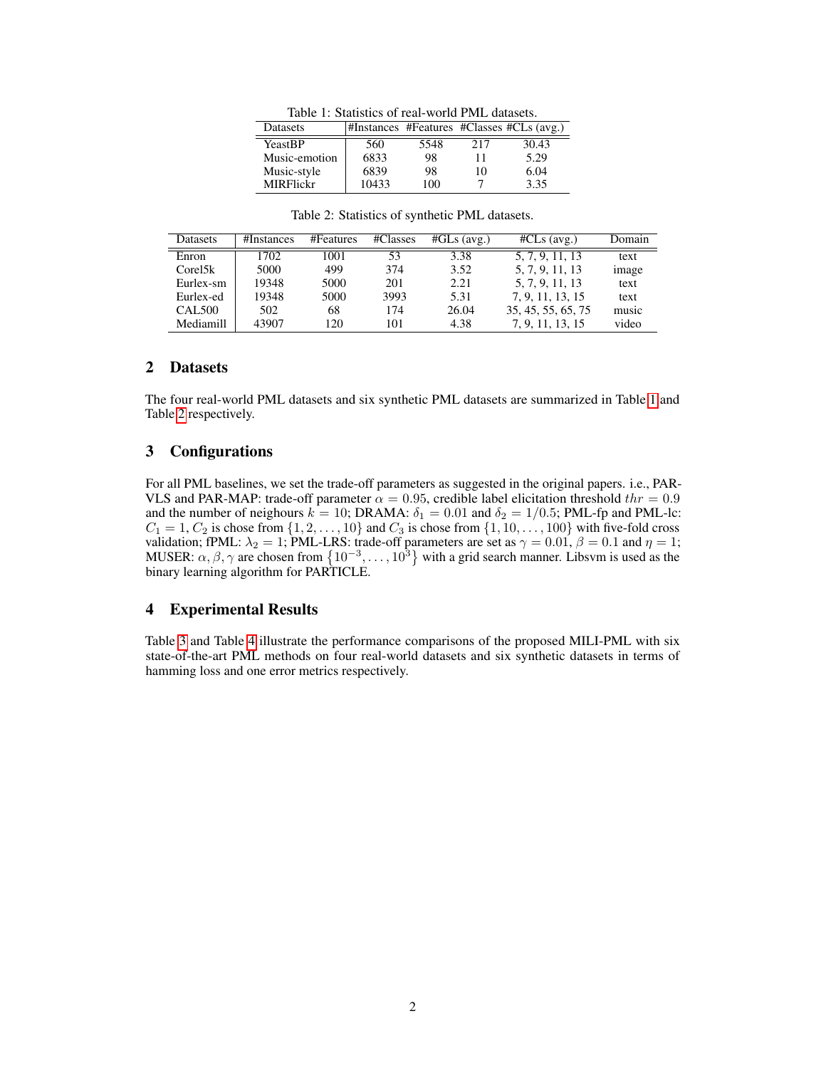Table 1: Statistics of real-world PML datasets.

| Datasets | #Instances | #Features | #Classes | #CLs (avg.) |
|---|---|---|---|---|
| YeastBP | 560 | 5548 | 217 | 30.43 |
| Music-emotion | 6833 | 98 | 11 | 5.29 |
| Music-style | 6839 | 98 | 10 | 6.04 |
| MIRFlickr | 10433 | 100 | 7 | 3.35 |

Table 2: Statistics of synthetic PML datasets.

| Datasets | #Instances | #Features | #Classes | #GLs (avg.) | #CLs (avg.) | Domain |
|---|---|---|---|---|---|---|
| Enron | 1702 | 1001 | 53 | 3.38 | 5, 7, 9, 11, 13 | text |
| Corel5k | 5000 | 499 | 374 | 3.52 | 5, 7, 9, 11, 13 | image |
| Eurlex-sm | 19348 | 5000 | 201 | 2.21 | 5, 7, 9, 11, 13 | text |
| Eurlex-ed | 19348 | 5000 | 3993 | 5.31 | 7, 9, 11, 13, 15 | text |
| CAL500 | 502 | 68 | 174 | 26.04 | 35, 45, 55, 65, 75 | music |
| Mediamill | 43907 | 120 | 101 | 4.38 | 7, 9, 11, 13, 15 | video |

## 2 Datasets

The four real-world PML datasets and six synthetic PML datasets are summarized in Table 1 and Table 2 respectively.

## 3 Configurations

For all PML baselines, we set the trade-off parameters as suggested in the original papers. i.e., PAR-VLS and PAR-MAP: trade-off parameter $\alpha = 0.95$, credible label elicitation threshold $thr = 0.9$ and the number of neighours $k = 10$; DRAMA: $\delta_1 = 0.01$ and $\delta_2 = 1/0.5$; PML-fp and PML-lc: $C_1 = 1$, $C_2$ is chose from $\{1, 2, \ldots, 10\}$ and $C_3$ is chose from $\{1, 10, \ldots, 100\}$ with five-fold cross validation; fPML: $\lambda_2 = 1$; PML-LRS: trade-off parameters are set as $\gamma = 0.01$, $\beta = 0.1$ and $\eta = 1$; MUSER: $\alpha, \beta, \gamma$ are chosen from $\{10^{-3}, \ldots, 10^{3}\}$ with a grid search manner. Libsvm is used as the binary learning algorithm for PARTICLE.

## 4 Experimental Results

Table 3 and Table 4 illustrate the performance comparisons of the proposed MILI-PML with six state-of-the-art PML methods on four real-world datasets and six synthetic datasets in terms of hamming loss and one error metrics respectively.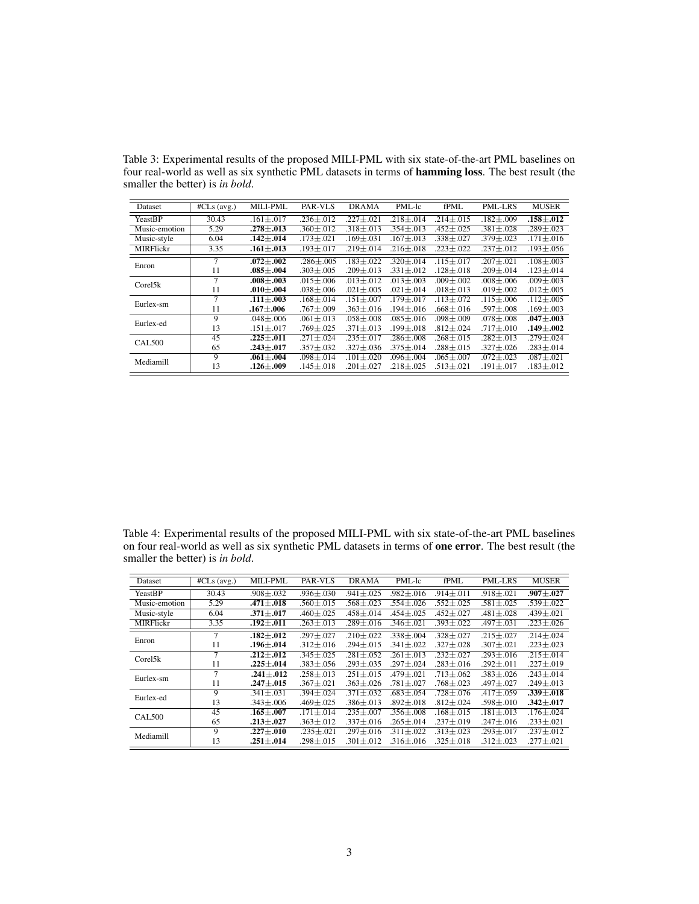Table 3: Experimental results of the proposed MILI-PML with six state-of-the-art PML baselines on four real-world as well as six synthetic PML datasets in terms of **hamming loss**. The best result (the smaller the better) is *in bold*.

| Dataset | #CLs (avg.) | MILI-PML | PAR-VLS | DRAMA | PML-lc | fPML | PML-LRS | MUSER |
|---|---|---|---|---|---|---|---|---|
| YeastBP | 30.43 | .161±.017 | .236±.012 | .227±.021 | .218±.014 | .214±.015 | .182±.009 | **.158±.012** |
| Music-emotion | 5.29 | **.278±.013** | .360±.012 | .318±.013 | .354±.013 | .452±.025 | .381±.028 | .289±.023 |
| Music-style | 6.04 | **.142±.014** | .173±.021 | .169±.031 | .167±.013 | .338±.027 | .379±.023 | .171±.016 |
| MIRFlickr | 3.35 | **.161±.013** | .193±.017 | .219±.014 | .216±.018 | .223±.022 | .237±.012 | .193±.056 |
| Enron | 7 | **.072±.002** | .286±.005 | .183±.022 | .320±.014 | .115±.017 | .207±.021 | .108±.003 |
| | 11 | **.085±.004** | .303±.005 | .209±.013 | .331±.012 | .128±.018 | .209±.014 | .123±.014 |
| Corel5k | 7 | **.008±.003** | .015±.006 | .013±.012 | .013±.003 | .009±.002 | .008±.006 | .009±.003 |
| | 11 | **.010±.004** | .038±.006 | .021±.005 | .021±.014 | .018±.013 | .019±.002 | .012±.005 |
| Eurlex-sm | 7 | **.111±.003** | .168±.014 | .151±.007 | .179±.017 | .113±.072 | .115±.006 | .112±.005 |
| | 11 | **.167±.006** | .767±.009 | .363±.016 | .194±.016 | .668±.016 | .597±.008 | .169±.003 |
| Eurlex-ed | 9 | .048±.006 | .061±.013 | .058±.008 | .085±.016 | .098±.009 | .078±.008 | **.047±.003** |
| | 13 | .151±.017 | .769±.025 | .371±.013 | .199±.018 | .812±.024 | .717±.010 | **.149±.002** |
| CAL500 | 45 | **.225±.011** | .271±.024 | .235±.017 | .286±.008 | .268±.015 | .282±.013 | .279±.024 |
| | 65 | **.243±.017** | .357±.032 | .327±.036 | .375±.014 | .288±.015 | .327±.026 | .283±.014 |
| Mediamill | 9 | **.061±.004** | .098±.014 | .101±.020 | .096±.004 | .065±.007 | .072±.023 | .087±.021 |
| | 13 | **.126±.009** | .145±.018 | .201±.027 | .218±.025 | .513±.021 | .191±.017 | .183±.012 |

Table 4: Experimental results of the proposed MILI-PML with six state-of-the-art PML baselines on four real-world as well as six synthetic PML datasets in terms of **one error**. The best result (the smaller the better) is *in bold*.

| Dataset | #CLs (avg.) | MILI-PML | PAR-VLS | DRAMA | PML-lc | fPML | PML-LRS | MUSER |
|---|---|---|---|---|---|---|---|---|
| YeastBP | 30.43 | .908±.032 | .936±.030 | .941±.025 | .982±.016 | .914±.011 | .918±.021 | **.907±.027** |
| Music-emotion | 5.29 | **.471±.018** | .560±.015 | .568±.023 | .554±.026 | .552±.025 | .581±.025 | .539±.022 |
| Music-style | 6.04 | **.371±.017** | .460±.025 | .458±.014 | .454±.025 | .452±.027 | .481±.028 | .439±.021 |
| MIRFlickr | 3.35 | **.192±.011** | .263±.013 | .289±.016 | .346±.021 | .393±.022 | .497±.031 | .223±.026 |
| Enron | 7 | **.182±.012** | .297±.027 | .210±.022 | .338±.004 | .328±.027 | .215±.027 | .214±.024 |
| | 11 | **.196±.014** | .312±.016 | .294±.015 | .341±.022 | .327±.028 | .307±.021 | .223±.023 |
| Corel5k | 7 | **.212±.012** | .345±.025 | .281±.052 | .261±.013 | .232±.027 | .293±.016 | .215±.014 |
| | 11 | **.225±.014** | .383±.056 | .293±.035 | .297±.024 | .283±.016 | .292±.011 | .227±.019 |
| Eurlex-sm | 7 | **.241±.012** | .258±.013 | .251±.015 | .479±.021 | .713±.062 | .383±.026 | .243±.014 |
| | 11 | **.247±.015** | .367±.021 | .363±.026 | .781±.027 | .768±.023 | .497±.027 | .249±.013 |
| Eurlex-ed | 9 | .341±.031 | .394±.024 | .371±.032 | .683±.054 | .728±.076 | .417±.059 | **.339±.018** |
| | 13 | .343±.006 | .469±.025 | .386±.013 | .892±.018 | .812±.024 | .598±.010 | **.342±.017** |
| CAL500 | 45 | **.165±.007** | .171±.014 | .235±.007 | .356±.008 | .168±.015 | .181±.013 | .176±.024 |
| | 65 | **.213±.027** | .363±.012 | .337±.016 | .265±.014 | .237±.019 | .247±.016 | .233±.021 |
| Mediamill | 9 | **.227±.010** | .235±.021 | .297±.016 | .311±.022 | .313±.023 | .293±.017 | .237±.012 |
| | 13 | **.251±.014** | .298±.015 | .301±.012 | .316±.016 | .325±.018 | .312±.023 | .277±.021 |